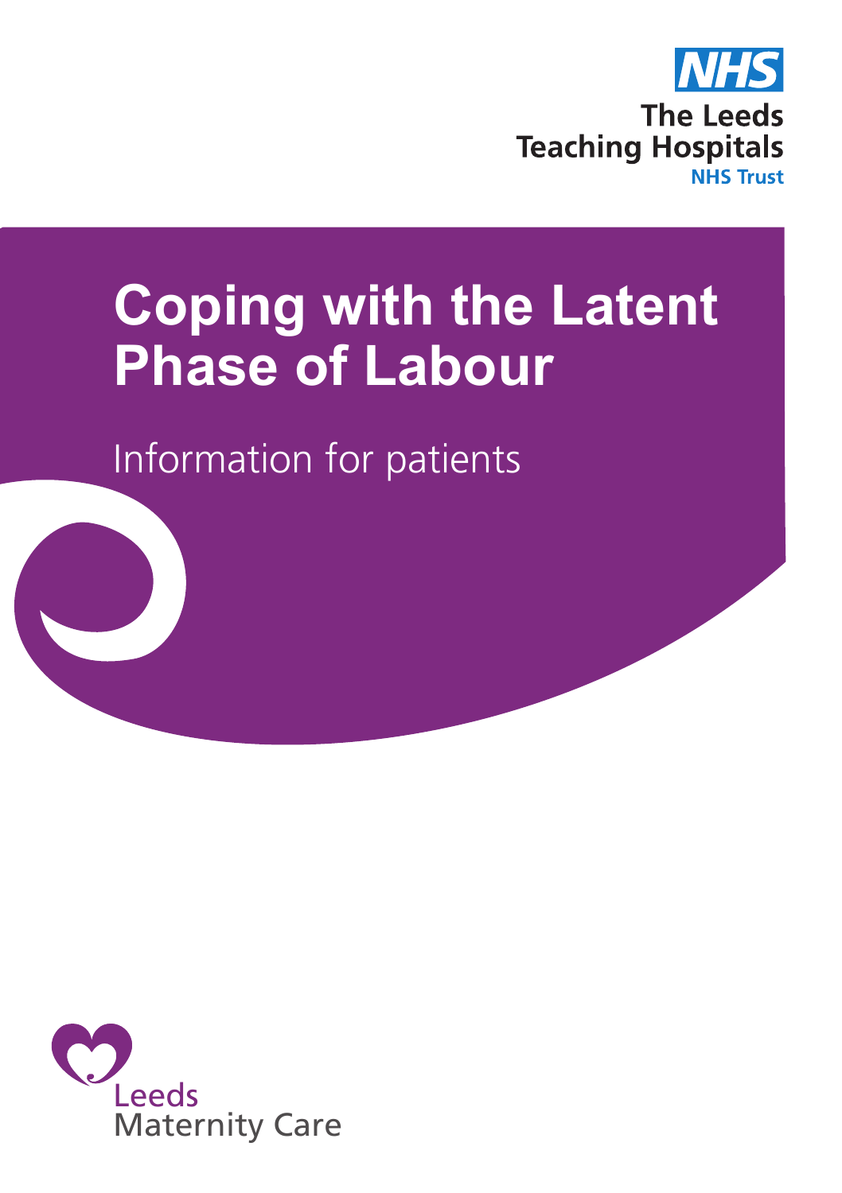NHS

The Leeds Teaching Hospitals NHS Trust

# Coping with the Latent Phase of Labour

Information for patients

Leeds Maternity Care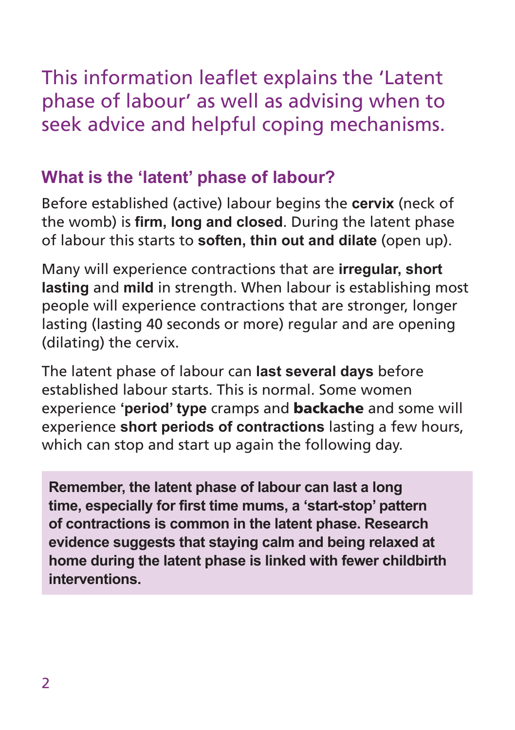This information leaflet explains the 'Latent phase of labour' as well as advising when to seek advice and helpful coping mechanisms.

## What is the 'latent' phase of labour?

Before established (active) labour begins the **cervix** (neck of the womb) is **firm, long and closed**. During the latent phase of labour this starts to **soften, thin out and dilate** (open up).

Many will experience contractions that are **irregular, short lasting** and **mild** in strength. When labour is establishing most people will experience contractions that are stronger, longer lasting (lasting 40 seconds or more) regular and are opening (dilating) the cervix.

The latent phase of labour can **last several days** before established labour starts. This is normal. Some women experience **'period' type** cramps and **backache** and some will experience **short periods of contractions** lasting a few hours, which can stop and start up again the following day.

**Remember, the latent phase of labour can last a long time, especially for first time mums, a 'start-stop' pattern of contractions is common in the latent phase. Research evidence suggests that staying calm and being relaxed at home during the latent phase is linked with fewer childbirth interventions.**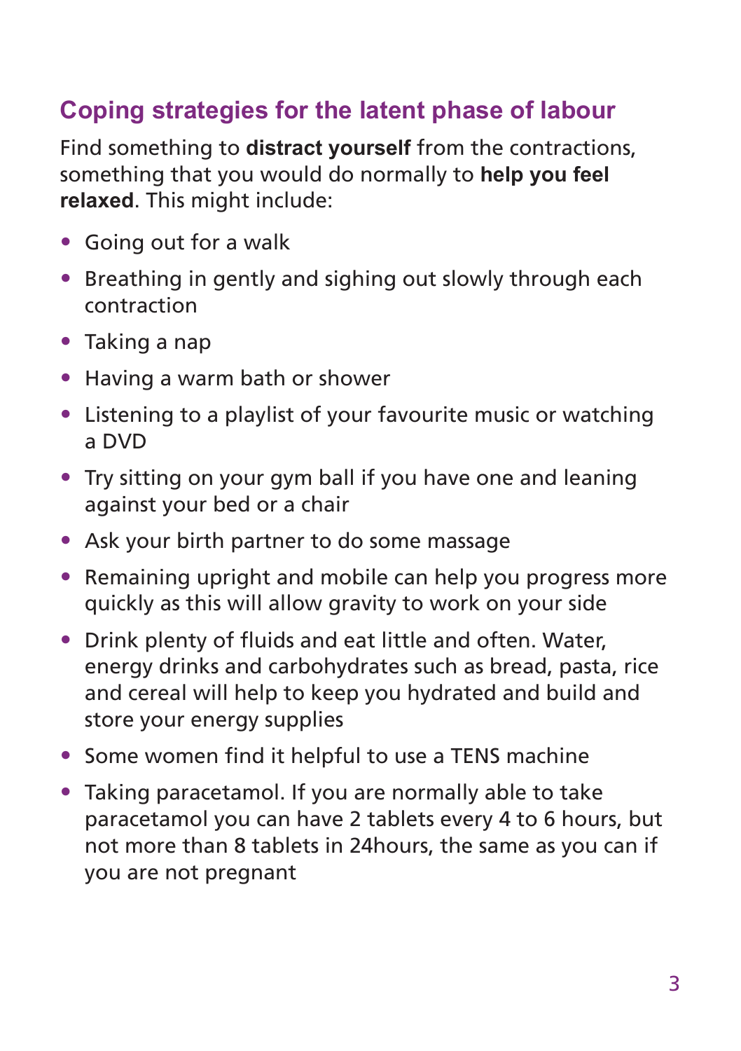## Coping strategies for the latent phase of labour

Find something to **distract yourself** from the contractions, something that you would do normally to **help you feel relaxed**. This might include:

- Going out for a walk
- Breathing in gently and sighing out slowly through each contraction
- Taking a nap
- Having a warm bath or shower
- Listening to a playlist of your favourite music or watching a DVD
- Try sitting on your gym ball if you have one and leaning against your bed or a chair
- Ask your birth partner to do some massage
- Remaining upright and mobile can help you progress more quickly as this will allow gravity to work on your side
- Drink plenty of fluids and eat little and often. Water, energy drinks and carbohydrates such as bread, pasta, rice and cereal will help to keep you hydrated and build and store your energy supplies
- Some women find it helpful to use a TENS machine
- Taking paracetamol. If you are normally able to take paracetamol you can have 2 tablets every 4 to 6 hours, but not more than 8 tablets in 24hours, the same as you can if you are not pregnant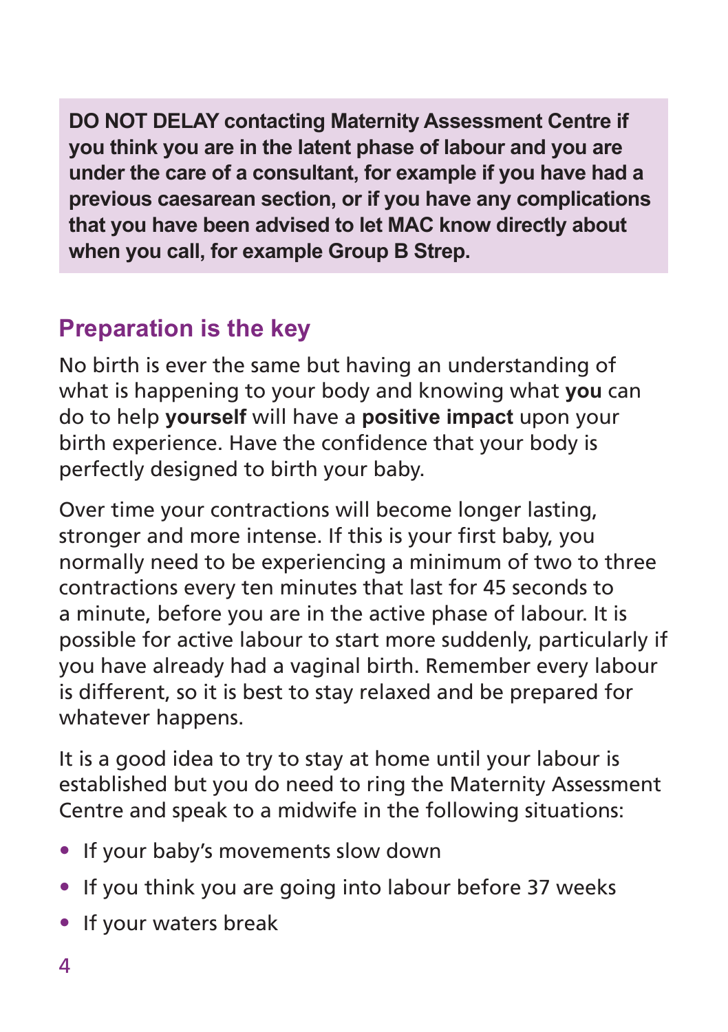**DO NOT DELAY contacting Maternity Assessment Centre if you think you are in the latent phase of labour and you are under the care of a consultant, for example if you have had a previous caesarean section, or if you have any complications that you have been advised to let MAC know directly about when you call, for example Group B Strep.**

## Preparation is the key

No birth is ever the same but having an understanding of what is happening to your body and knowing what **you** can do to help **yourself** will have a **positive impact** upon your birth experience. Have the confidence that your body is perfectly designed to birth your baby.

Over time your contractions will become longer lasting, stronger and more intense. If this is your first baby, you normally need to be experiencing a minimum of two to three contractions every ten minutes that last for 45 seconds to a minute, before you are in the active phase of labour. It is possible for active labour to start more suddenly, particularly if you have already had a vaginal birth. Remember every labour is different, so it is best to stay relaxed and be prepared for whatever happens.

It is a good idea to try to stay at home until your labour is established but you do need to ring the Maternity Assessment Centre and speak to a midwife in the following situations:

- If your baby's movements slow down
- If you think you are going into labour before 37 weeks
- If your waters break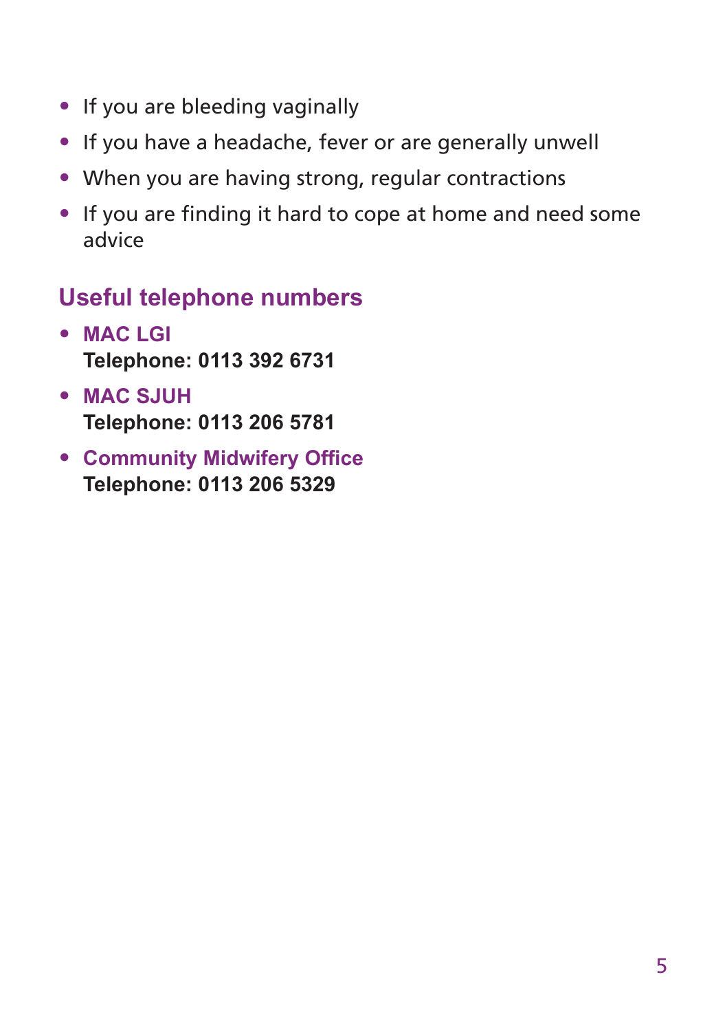- If you are bleeding vaginally
- If you have a headache, fever or are generally unwell
- When you are having strong, regular contractions
- If you are finding it hard to cope at home and need some advice

## Useful telephone numbers

- **MAC LGI**
  **Telephone: 0113 392 6731**
- **MAC SJUH**
  **Telephone: 0113 206 5781**
- **Community Midwifery Office**
  **Telephone: 0113 206 5329**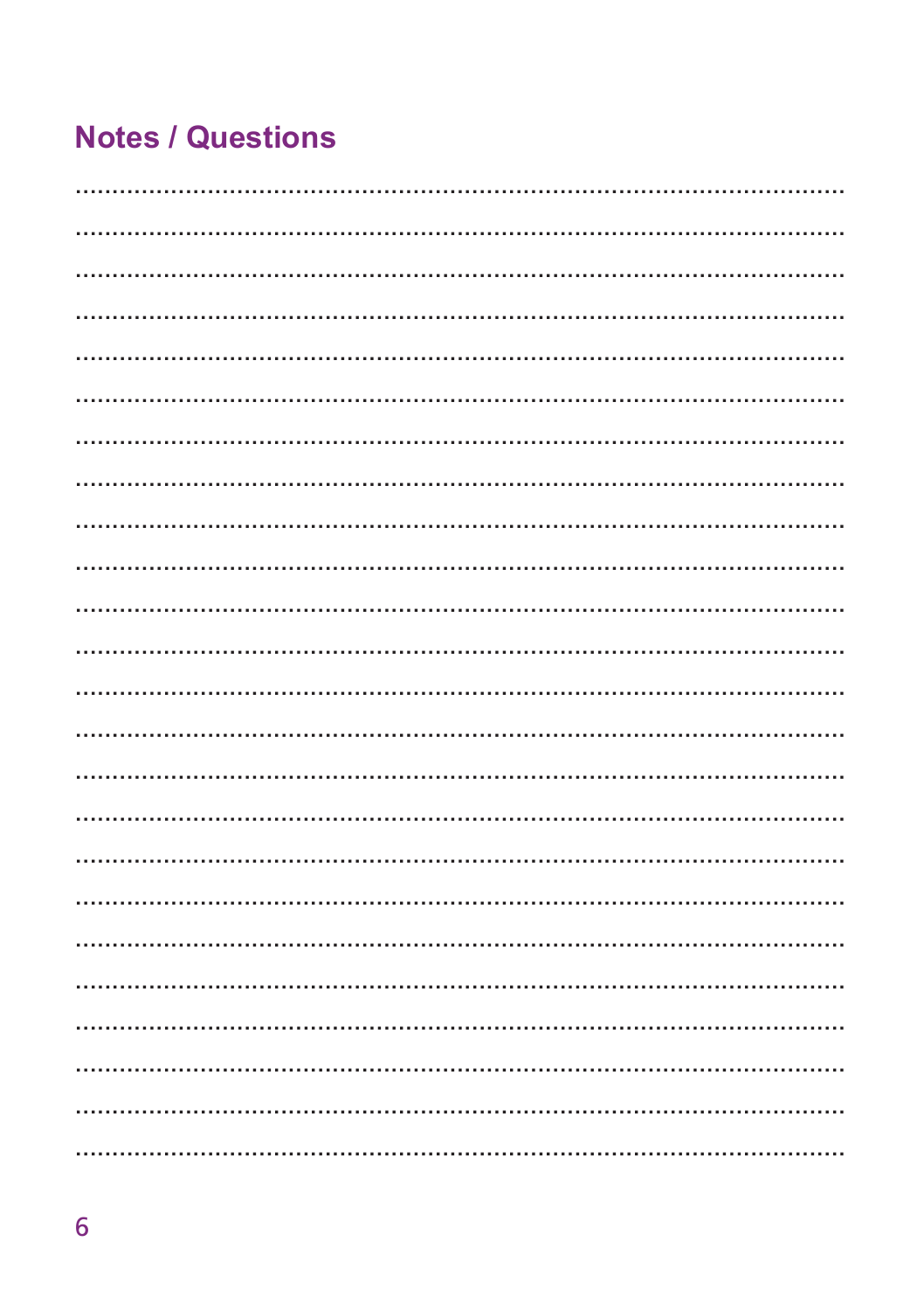## Notes / Questions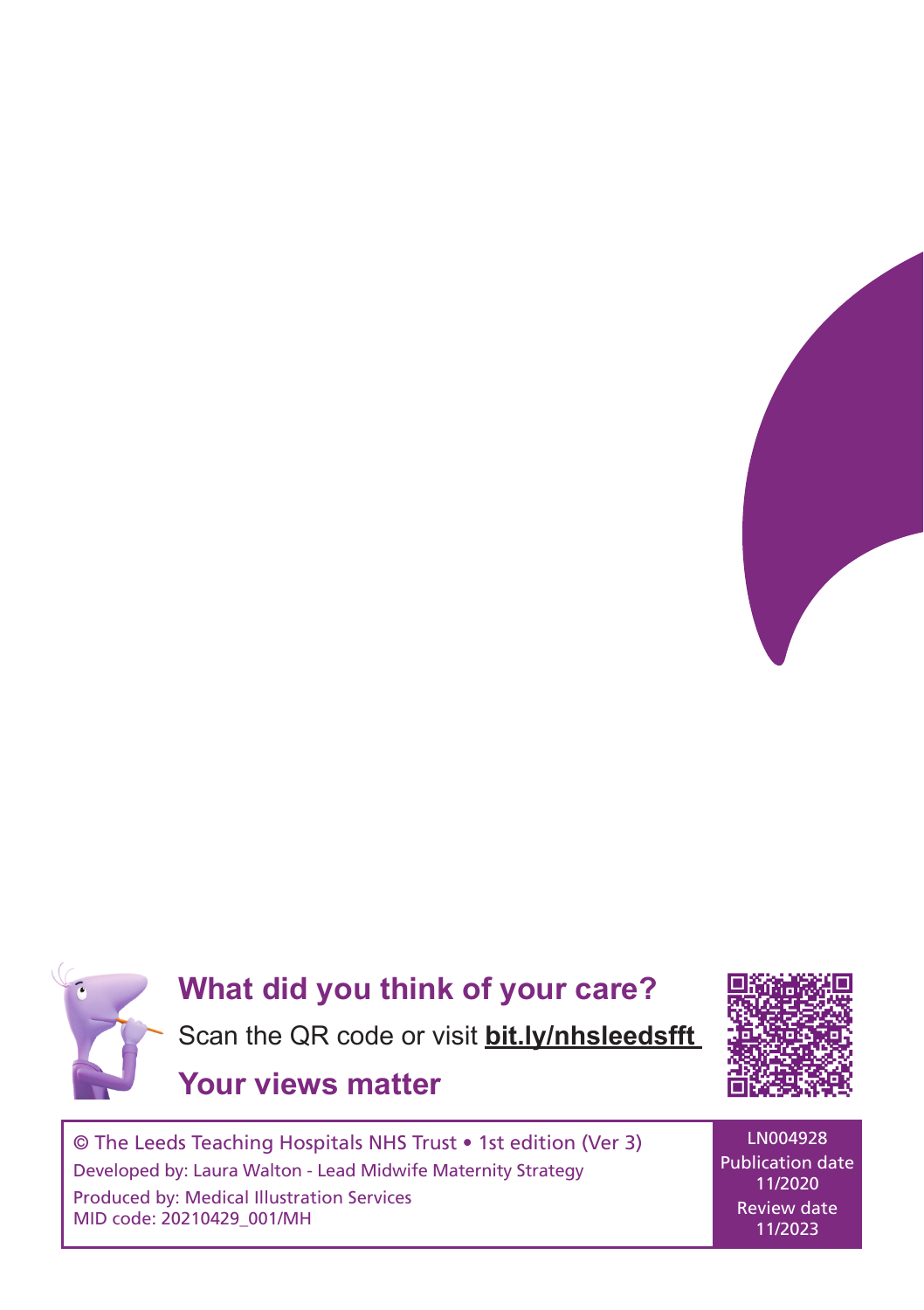## What did you think of your care?

Scan the QR code or visit **bit.ly/nhsleedsfft**

## Your views matter

© The Leeds Teaching Hospitals NHS Trust • 1st edition (Ver 3)
Developed by: Laura Walton - Lead Midwife Maternity Strategy
Produced by: Medical Illustration Services
MID code: 20210429_001/MH

LN004928
Publication date
11/2020
Review date
11/2023